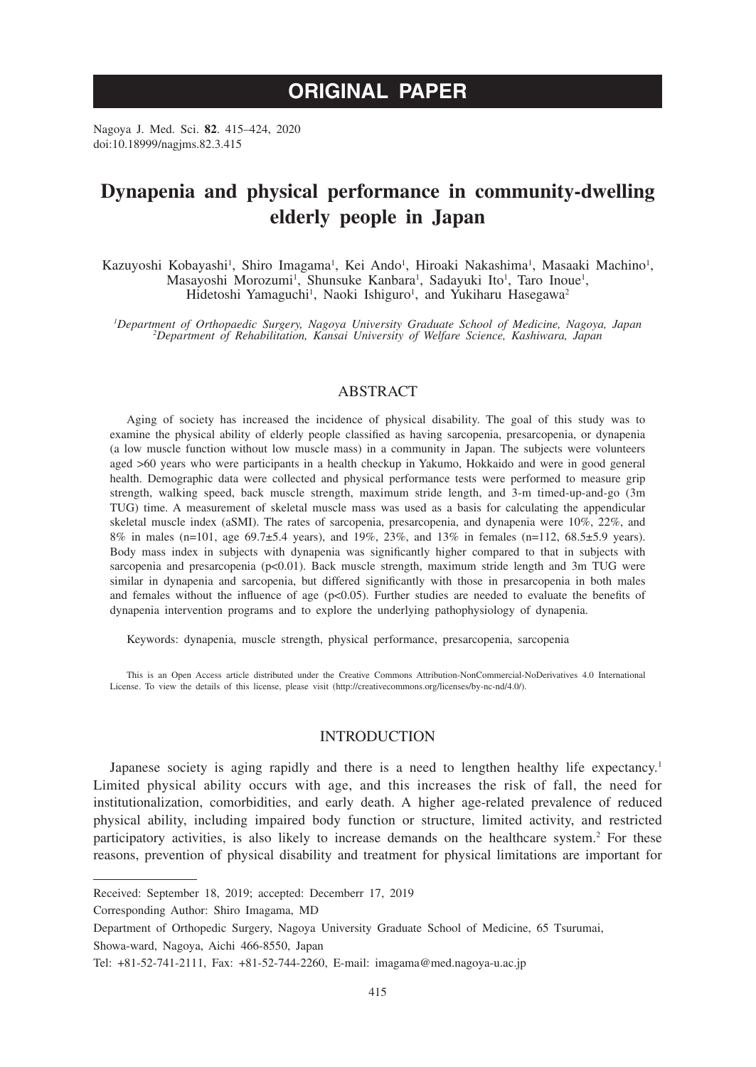ORIGINAL PAPER

Nagoya J. Med. Sci. **82**. 415–424, 2020
doi:10.18999/nagjms.82.3.415

# Dynapenia and physical performance in community-dwelling elderly people in Japan

Kazuyoshi Kobayashi[1], Shiro Imagama[1], Kei Ando[1], Hiroaki Nakashima[1], Masaaki Machino[1], Masayoshi Morozumi[1], Shunsuke Kanbara[1], Sadayuki Ito[1], Taro Inoue[1], Hidetoshi Yamaguchi[1], Naoki Ishiguro[1], and Yukiharu Hasegawa[2]

*[1]Department of Orthopaedic Surgery, Nagoya University Graduate School of Medicine, Nagoya, Japan*
*[2]Department of Rehabilitation, Kansai University of Welfare Science, Kashiwara, Japan*

## ABSTRACT

Aging of society has increased the incidence of physical disability. The goal of this study was to examine the physical ability of elderly people classified as having sarcopenia, presarcopenia, or dynapenia (a low muscle function without low muscle mass) in a community in Japan. The subjects were volunteers aged >60 years who were participants in a health checkup in Yakumo, Hokkaido and were in good general health. Demographic data were collected and physical performance tests were performed to measure grip strength, walking speed, back muscle strength, maximum stride length, and 3-m timed-up-and-go (3m TUG) time. A measurement of skeletal muscle mass was used as a basis for calculating the appendicular skeletal muscle index (aSMI). The rates of sarcopenia, presarcopenia, and dynapenia were 10%, 22%, and 8% in males (n=101, age 69.7±5.4 years), and 19%, 23%, and 13% in females (n=112, 68.5±5.9 years). Body mass index in subjects with dynapenia was significantly higher compared to that in subjects with sarcopenia and presarcopenia ($p<0.01$). Back muscle strength, maximum stride length and 3m TUG were similar in dynapenia and sarcopenia, but differed significantly with those in presarcopenia in both males and females without the influence of age ($p<0.05$). Further studies are needed to evaluate the benefits of dynapenia intervention programs and to explore the underlying pathophysiology of dynapenia.

Keywords: dynapenia, muscle strength, physical performance, presarcopenia, sarcopenia

This is an Open Access article distributed under the Creative Commons Attribution-NonCommercial-NoDerivatives 4.0 International License. To view the details of this license, please visit (http://creativecommons.org/licenses/by-nc-nd/4.0/).

## INTRODUCTION

Japanese society is aging rapidly and there is a need to lengthen healthy life expectancy.[1] Limited physical ability occurs with age, and this increases the risk of fall, the need for institutionalization, comorbidities, and early death. A higher age-related prevalence of reduced physical ability, including impaired body function or structure, limited activity, and restricted participatory activities, is also likely to increase demands on the healthcare system.[2] For these reasons, prevention of physical disability and treatment for physical limitations are important for

---

Received: September 18, 2019; accepted: Decemberr 17, 2019

Corresponding Author: Shiro Imagama, MD

Department of Orthopedic Surgery, Nagoya University Graduate School of Medicine, 65 Tsurumai, Showa-ward, Nagoya, Aichi 466-8550, Japan

Tel: +81-52-741-2111, Fax: +81-52-744-2260, E-mail: imagama@med.nagoya-u.ac.jp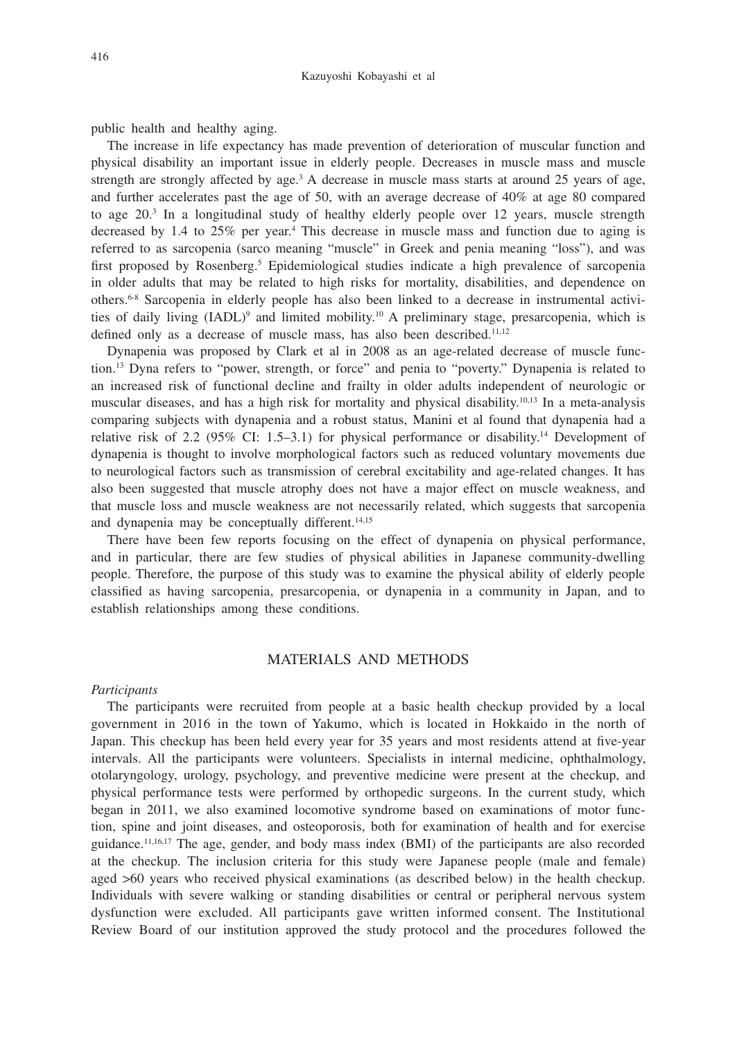public health and healthy aging.

The increase in life expectancy has made prevention of deterioration of muscular function and physical disability an important issue in elderly people. Decreases in muscle mass and muscle strength are strongly affected by age.[3] A decrease in muscle mass starts at around 25 years of age, and further accelerates past the age of 50, with an average decrease of 40% at age 80 compared to age 20.[3] In a longitudinal study of healthy elderly people over 12 years, muscle strength decreased by 1.4 to 25% per year.[4] This decrease in muscle mass and function due to aging is referred to as sarcopenia (sarco meaning "muscle" in Greek and penia meaning "loss"), and was first proposed by Rosenberg.[5] Epidemiological studies indicate a high prevalence of sarcopenia in older adults that may be related to high risks for mortality, disabilities, and dependence on others.[6-8] Sarcopenia in elderly people has also been linked to a decrease in instrumental activities of daily living (IADL)[9] and limited mobility.[10] A preliminary stage, presarcopenia, which is defined only as a decrease of muscle mass, has also been described.[11,12]

Dynapenia was proposed by Clark et al in 2008 as an age-related decrease of muscle function.[13] Dyna refers to "power, strength, or force" and penia to "poverty." Dynapenia is related to an increased risk of functional decline and frailty in older adults independent of neurologic or muscular diseases, and has a high risk for mortality and physical disability.[10,13] In a meta-analysis comparing subjects with dynapenia and a robust status, Manini et al found that dynapenia had a relative risk of 2.2 (95% CI: 1.5–3.1) for physical performance or disability.[14] Development of dynapenia is thought to involve morphological factors such as reduced voluntary movements due to neurological factors such as transmission of cerebral excitability and age-related changes. It has also been suggested that muscle atrophy does not have a major effect on muscle weakness, and that muscle loss and muscle weakness are not necessarily related, which suggests that sarcopenia and dynapenia may be conceptually different.[14,15]

There have been few reports focusing on the effect of dynapenia on physical performance, and in particular, there are few studies of physical abilities in Japanese community-dwelling people. Therefore, the purpose of this study was to examine the physical ability of elderly people classified as having sarcopenia, presarcopenia, or dynapenia in a community in Japan, and to establish relationships among these conditions.

## MATERIALS AND METHODS

*Participants*

The participants were recruited from people at a basic health checkup provided by a local government in 2016 in the town of Yakumo, which is located in Hokkaido in the north of Japan. This checkup has been held every year for 35 years and most residents attend at five-year intervals. All the participants were volunteers. Specialists in internal medicine, ophthalmology, otolaryngology, urology, psychology, and preventive medicine were present at the checkup, and physical performance tests were performed by orthopedic surgeons. In the current study, which began in 2011, we also examined locomotive syndrome based on examinations of motor function, spine and joint diseases, and osteoporosis, both for examination of health and for exercise guidance.[11,16,17] The age, gender, and body mass index (BMI) of the participants are also recorded at the checkup. The inclusion criteria for this study were Japanese people (male and female) aged >60 years who received physical examinations (as described below) in the health checkup. Individuals with severe walking or standing disabilities or central or peripheral nervous system dysfunction were excluded. All participants gave written informed consent. The Institutional Review Board of our institution approved the study protocol and the procedures followed the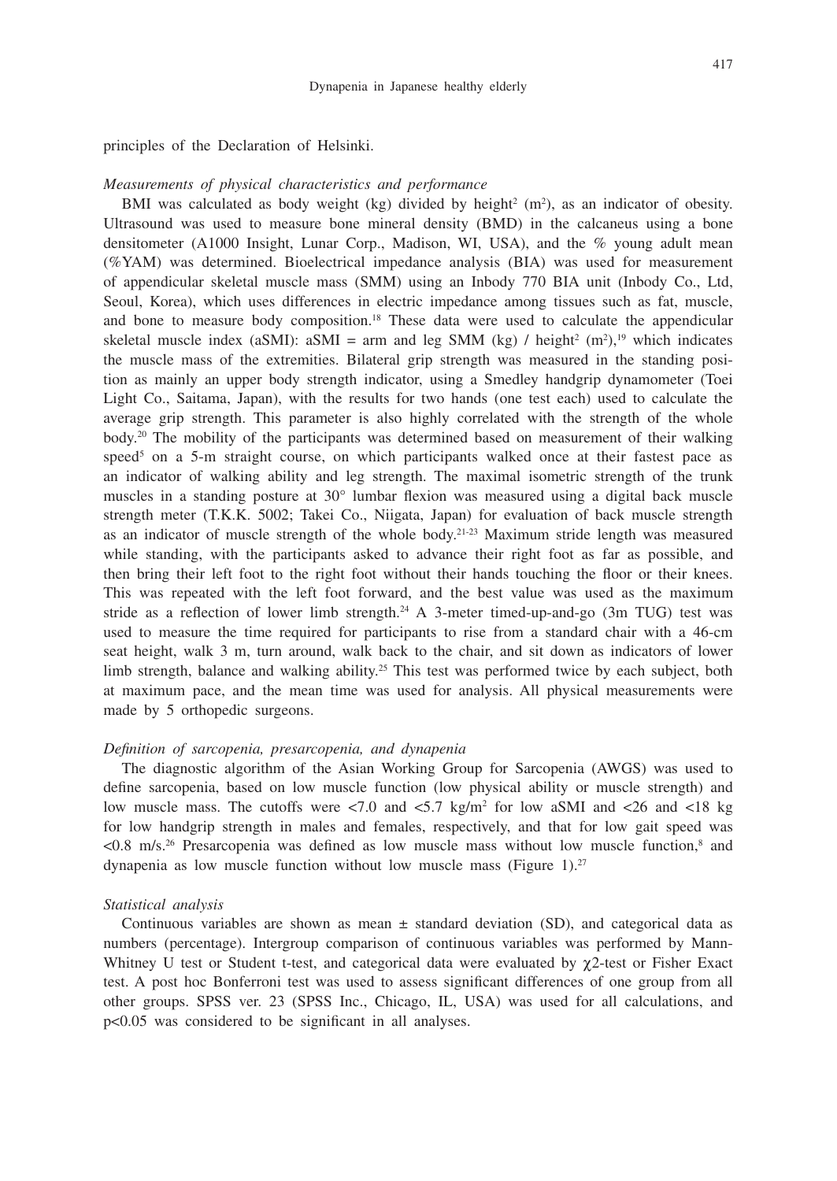principles of the Declaration of Helsinki.

*Measurements of physical characteristics and performance*

BMI was calculated as body weight (kg) divided by height$^2$ (m$^2$), as an indicator of obesity. Ultrasound was used to measure bone mineral density (BMD) in the calcaneus using a bone densitometer (A1000 Insight, Lunar Corp., Madison, WI, USA), and the % young adult mean (%YAM) was determined. Bioelectrical impedance analysis (BIA) was used for measurement of appendicular skeletal muscle mass (SMM) using an Inbody 770 BIA unit (Inbody Co., Ltd, Seoul, Korea), which uses differences in electric impedance among tissues such as fat, muscle, and bone to measure body composition.[18] These data were used to calculate the appendicular skeletal muscle index (aSMI): aSMI = arm and leg SMM (kg) / height$^2$ (m$^2$),[19] which indicates the muscle mass of the extremities. Bilateral grip strength was measured in the standing position as mainly an upper body strength indicator, using a Smedley handgrip dynamometer (Toei Light Co., Saitama, Japan), with the results for two hands (one test each) used to calculate the average grip strength. This parameter is also highly correlated with the strength of the whole body.[20] The mobility of the participants was determined based on measurement of their walking speed[5] on a 5-m straight course, on which participants walked once at their fastest pace as an indicator of walking ability and leg strength. The maximal isometric strength of the trunk muscles in a standing posture at 30° lumbar flexion was measured using a digital back muscle strength meter (T.K.K. 5002; Takei Co., Niigata, Japan) for evaluation of back muscle strength as an indicator of muscle strength of the whole body.[21-23] Maximum stride length was measured while standing, with the participants asked to advance their right foot as far as possible, and then bring their left foot to the right foot without their hands touching the floor or their knees. This was repeated with the left foot forward, and the best value was used as the maximum stride as a reflection of lower limb strength.[24] A 3-meter timed-up-and-go (3m TUG) test was used to measure the time required for participants to rise from a standard chair with a 46-cm seat height, walk 3 m, turn around, walk back to the chair, and sit down as indicators of lower limb strength, balance and walking ability.[25] This test was performed twice by each subject, both at maximum pace, and the mean time was used for analysis. All physical measurements were made by 5 orthopedic surgeons.

*Definition of sarcopenia, presarcopenia, and dynapenia*

The diagnostic algorithm of the Asian Working Group for Sarcopenia (AWGS) was used to define sarcopenia, based on low muscle function (low physical ability or muscle strength) and low muscle mass. The cutoffs were <7.0 and <5.7 kg/m$^2$ for low aSMI and <26 and <18 kg for low handgrip strength in males and females, respectively, and that for low gait speed was <0.8 m/s.[26] Presarcopenia was defined as low muscle mass without low muscle function,[8] and dynapenia as low muscle function without low muscle mass (Figure 1).[27]

*Statistical analysis*

Continuous variables are shown as mean ± standard deviation (SD), and categorical data as numbers (percentage). Intergroup comparison of continuous variables was performed by Mann-Whitney U test or Student t-test, and categorical data were evaluated by $\chi$2-test or Fisher Exact test. A post hoc Bonferroni test was used to assess significant differences of one group from all other groups. SPSS ver. 23 (SPSS Inc., Chicago, IL, USA) was used for all calculations, and $p<0.05$ was considered to be significant in all analyses.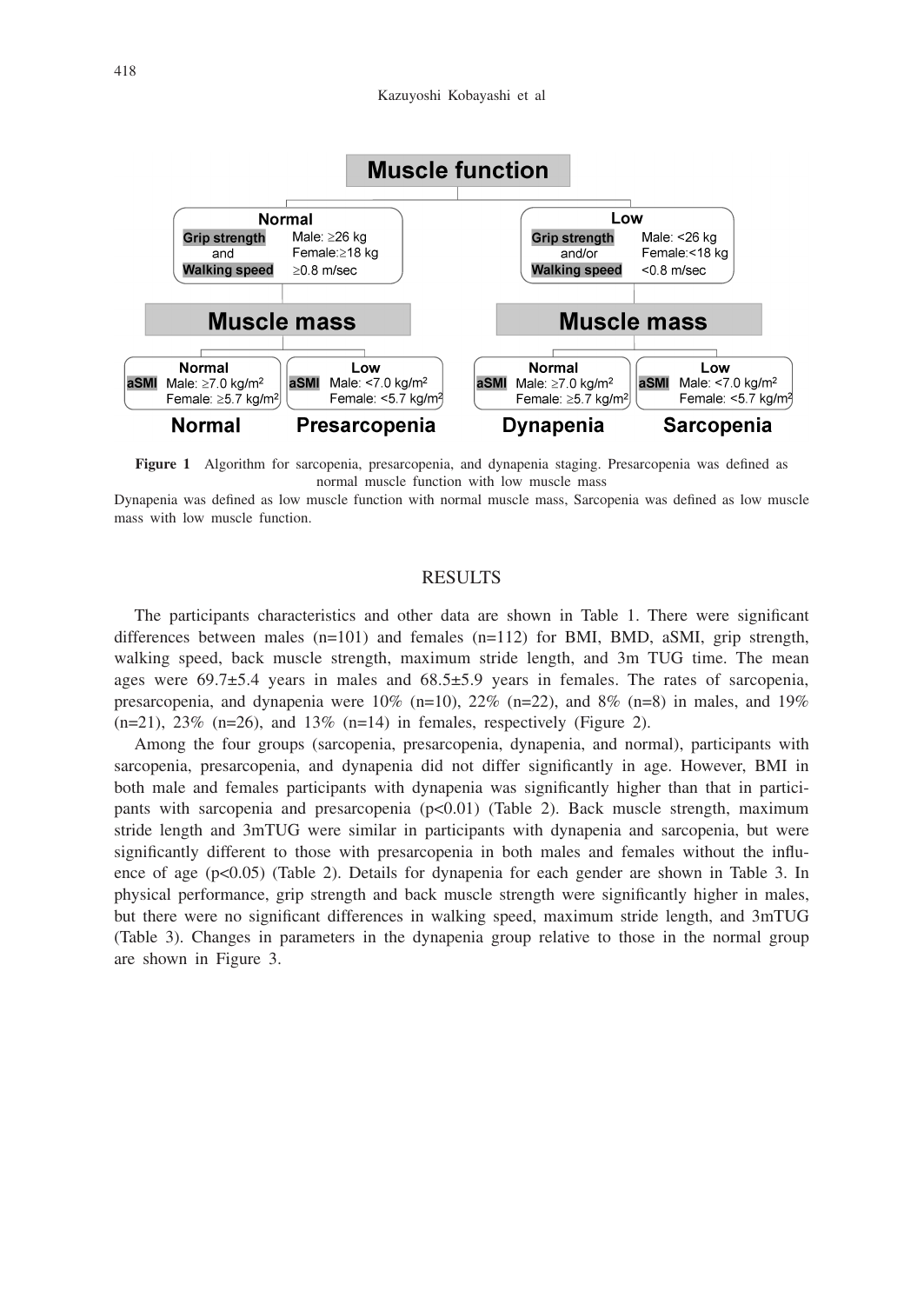**Figure 1** Algorithm for sarcopenia, presarcopenia, and dynapenia staging. Presarcopenia was defined as normal muscle function with low muscle mass

Dynapenia was defined as low muscle function with normal muscle mass, Sarcopenia was defined as low muscle mass with low muscle function.

## RESULTS

The participants characteristics and other data are shown in Table 1. There were significant differences between males (n=101) and females (n=112) for BMI, BMD, aSMI, grip strength, walking speed, back muscle strength, maximum stride length, and 3m TUG time. The mean ages were 69.7±5.4 years in males and 68.5±5.9 years in females. The rates of sarcopenia, presarcopenia, and dynapenia were 10% (n=10), 22% (n=22), and 8% (n=8) in males, and 19% (n=21), 23% (n=26), and 13% (n=14) in females, respectively (Figure 2).

Among the four groups (sarcopenia, presarcopenia, dynapenia, and normal), participants with sarcopenia, presarcopenia, and dynapenia did not differ significantly in age. However, BMI in both male and females participants with dynapenia was significantly higher than that in participants with sarcopenia and presarcopenia ($p<0.01$) (Table 2). Back muscle strength, maximum stride length and 3mTUG were similar in participants with dynapenia and sarcopenia, but were significantly different to those with presarcopenia in both males and females without the influence of age ($p<0.05$) (Table 2). Details for dynapenia for each gender are shown in Table 3. In physical performance, grip strength and back muscle strength were significantly higher in males, but there were no significant differences in walking speed, maximum stride length, and 3mTUG (Table 3). Changes in parameters in the dynapenia group relative to those in the normal group are shown in Figure 3.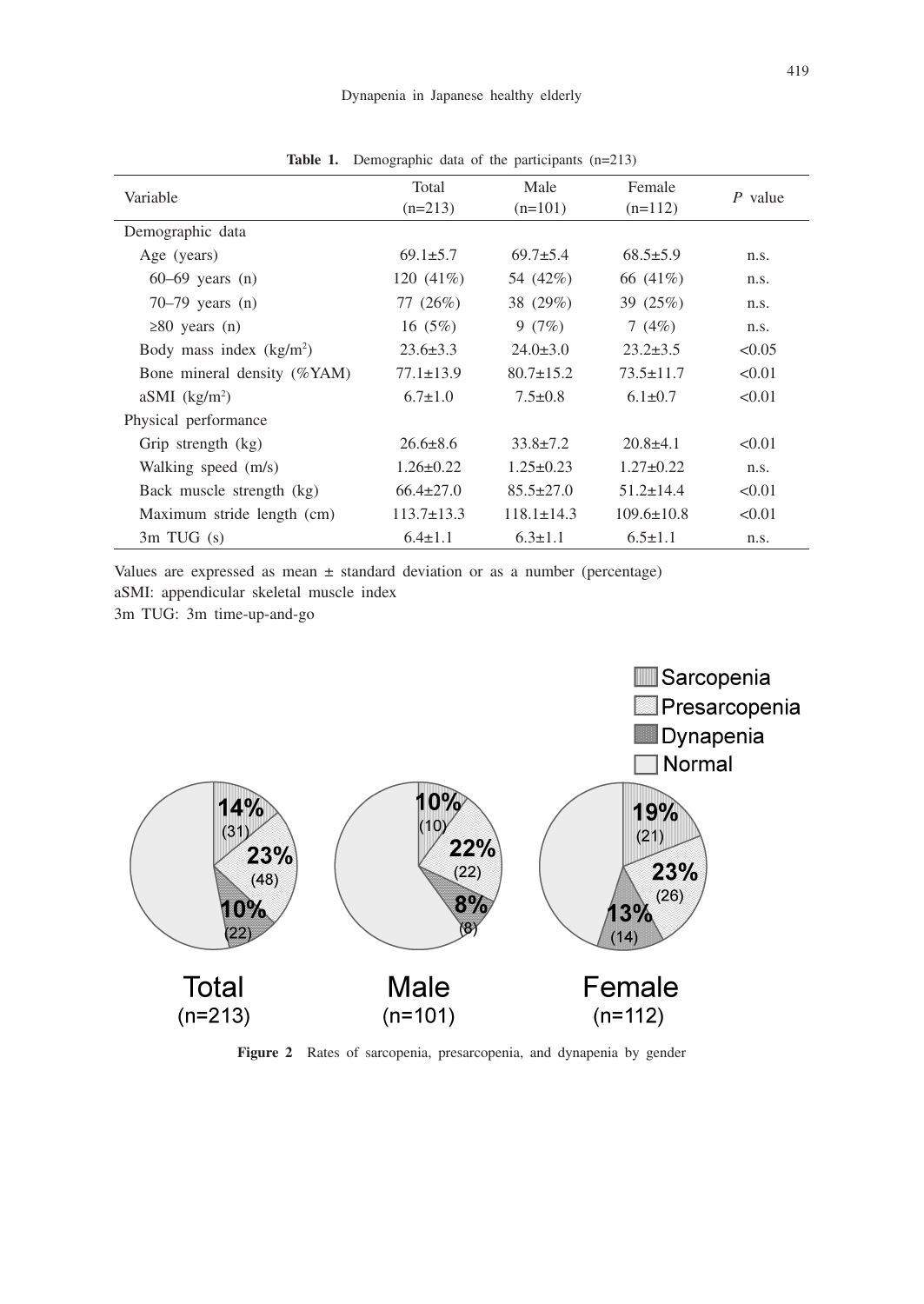**Table 1.** Demographic data of the participants (n=213)

| Variable | Total (n=213) | Male (n=101) | Female (n=112) | *P* value |
|---|---|---|---|---|
| Demographic data | | | | |
| Age (years) | 69.1±5.7 | 69.7±5.4 | 68.5±5.9 | n.s. |
| 60–69 years (n) | 120 (41%) | 54 (42%) | 66 (41%) | n.s. |
| 70–79 years (n) | 77 (26%) | 38 (29%) | 39 (25%) | n.s. |
| ≥80 years (n) | 16 (5%) | 9 (7%) | 7 (4%) | n.s. |
| Body mass index (kg/m$^2$) | 23.6±3.3 | 24.0±3.0 | 23.2±3.5 | <0.05 |
| Bone mineral density (%YAM) | 77.1±13.9 | 80.7±15.2 | 73.5±11.7 | <0.01 |
| aSMI (kg/m$^2$) | 6.7±1.0 | 7.5±0.8 | 6.1±0.7 | <0.01 |
| Physical performance | | | | |
| Grip strength (kg) | 26.6±8.6 | 33.8±7.2 | 20.8±4.1 | <0.01 |
| Walking speed (m/s) | 1.26±0.22 | 1.25±0.23 | 1.27±0.22 | n.s. |
| Back muscle strength (kg) | 66.4±27.0 | 85.5±27.0 | 51.2±14.4 | <0.01 |
| Maximum stride length (cm) | 113.7±13.3 | 118.1±14.3 | 109.6±10.8 | <0.01 |
| 3m TUG (s) | 6.4±1.1 | 6.3±1.1 | 6.5±1.1 | n.s. |

Values are expressed as mean ± standard deviation or as a number (percentage)
aSMI: appendicular skeletal muscle index
3m TUG: 3m time-up-and-go

Sarcopenia / Presarcopenia / Dynapenia / Normal

Total (n=213): Sarcopenia 14% (31), Presarcopenia 23% (48), Dynapenia 10% (22)

Male (n=101): Sarcopenia 10% (10), Presarcopenia 22% (22), Dynapenia 8% (8)

Female (n=112): Sarcopenia 19% (21), Presarcopenia 23% (26), Dynapenia 13% (14)

**Figure 2** Rates of sarcopenia, presarcopenia, and dynapenia by gender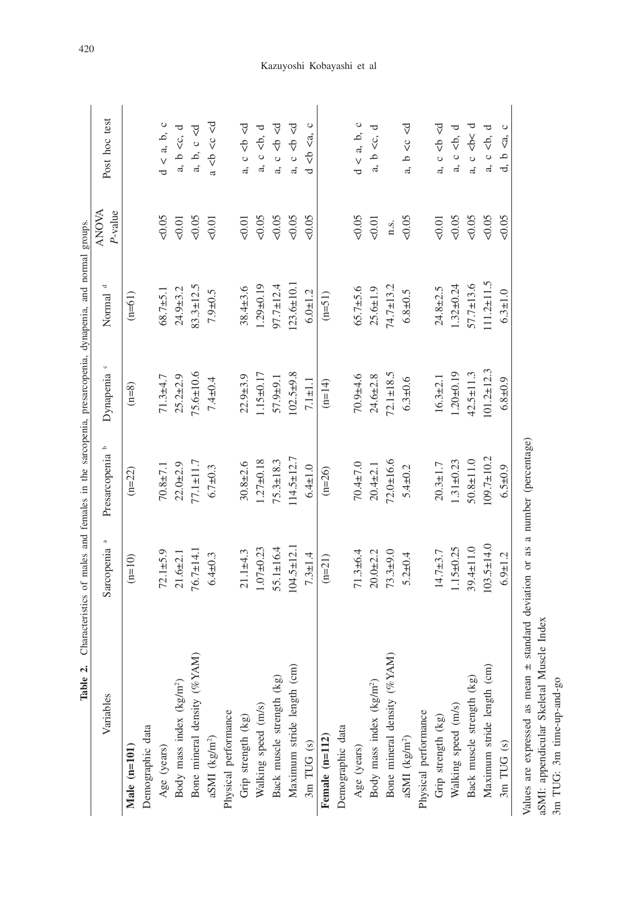**Table 2.** Characteristics of males and females in the sarcopenia, presarcopenia, dynapenia, and normal groups.

| Variables | Sarcopenia [a] | Presarcopenia [b] | Dynapenia [c] | Normal [d] | ANOVA *P*-value | Post hoc test |
|---|---|---|---|---|---|---|
| **Male (n=101)** | (n=10) | (n=22) | (n=8) | (n=61) | | |
| Demographic data | | | | | | |
| Age (years) | 72.1±5.9 | 70.8±7.1 | 71.3±4.7 | 68.7±5.1 | <0.05 | d < a, b, c |
| Body mass index (kg/m²) | 21.6±2.1 | 22.0±2.9 | 25.2±2.9 | 24.9±3.2 | <0.01 | a, b <c, d |
| Bone mineral density (%YAM) | 76.7±14.1 | 77.1±11.7 | 75.6±10.6 | 83.3±12.5 | <0.05 | a, b, c <d |
| aSMI (kg/m²) | 6.4±0.3 | 6.7±0.3 | 7.4±0.4 | 7.9±0.5 | <0.01 | a <b <c <d |
| Physical performance | | | | | | |
| Grip strength (kg) | 21.1±4.3 | 30.8±2.6 | 22.9±3.9 | 38.4±3.6 | <0.01 | a, c <b <d |
| Walking speed (m/s) | 1.07±0.23 | 1.27±0.18 | 1.15±0.17 | 1.29±0.19 | <0.05 | a, c <b, d |
| Back muscle strength (kg) | 55.1±16.4 | 75.3±18.3 | 57.9±9.1 | 97.7±12.4 | <0.05 | a, c <b <d |
| Maximum stride length (cm) | 104.5±12.1 | 114.5±12.7 | 102.5±9.8 | 123.6±10.1 | <0.05 | a, c <b <d |
| 3m TUG (s) | 7.3±1.4 | 6.4±1.0 | 7.1±1.1 | 6.0±1.2 | <0.05 | d <b <a, c |
| **Female (n=112)** | (n=21) | (n=26) | (n=14) | (n=51) | | |
| Demographic data | | | | | | |
| Age (years) | 71.3±6.4 | 70.4±7.0 | 70.9±4.6 | 65.7±5.6 | <0.05 | d < a, b, c |
| Body mass index (kg/m²) | 20.0±2.2 | 20.4±2.1 | 24.6±2.8 | 25.6±1.9 | <0.01 | a, b <c, d |
| Bone mineral density (%YAM) | 73.3±9.0 | 72.0±16.6 | 72.1±18.5 | 74.7±13.2 | n.s. | |
| aSMI (kg/m²) | 5.2±0.4 | 5.4±0.2 | 6.3±0.6 | 6.8±0.5 | <0.05 | a, b <c <d |
| Physical performance | | | | | | |
| Grip strength (kg) | 14.7±3.7 | 20.3±1.7 | 16.3±2.1 | 24.8±2.5 | <0.01 | a, c <b <d |
| Walking speed (m/s) | 1.15±0.25 | 1.31±0.23 | 1.20±0.19 | 1.32±0.24 | <0.05 | a, c <b, d |
| Back muscle strength (kg) | 39.4±11.0 | 50.8±11.0 | 42.5±11.3 | 57.7±13.6 | <0.05 | a, c <b< d |
| Maximum stride length (cm) | 103.5±14.0 | 109.7±10.2 | 101.2±12.3 | 111.2±11.5 | <0.05 | a, c <b, d |
| 3m TUG (s) | 6.9±1.2 | 6.5±0.9 | 6.8±0.9 | 6.3±1.0 | <0.05 | d, b <a, c |

Values are expressed as mean ± standard deviation or as a number (percentage)
aSMI: appendicular Skeletal Muscle Index
3m TUG: 3m time-up-and-go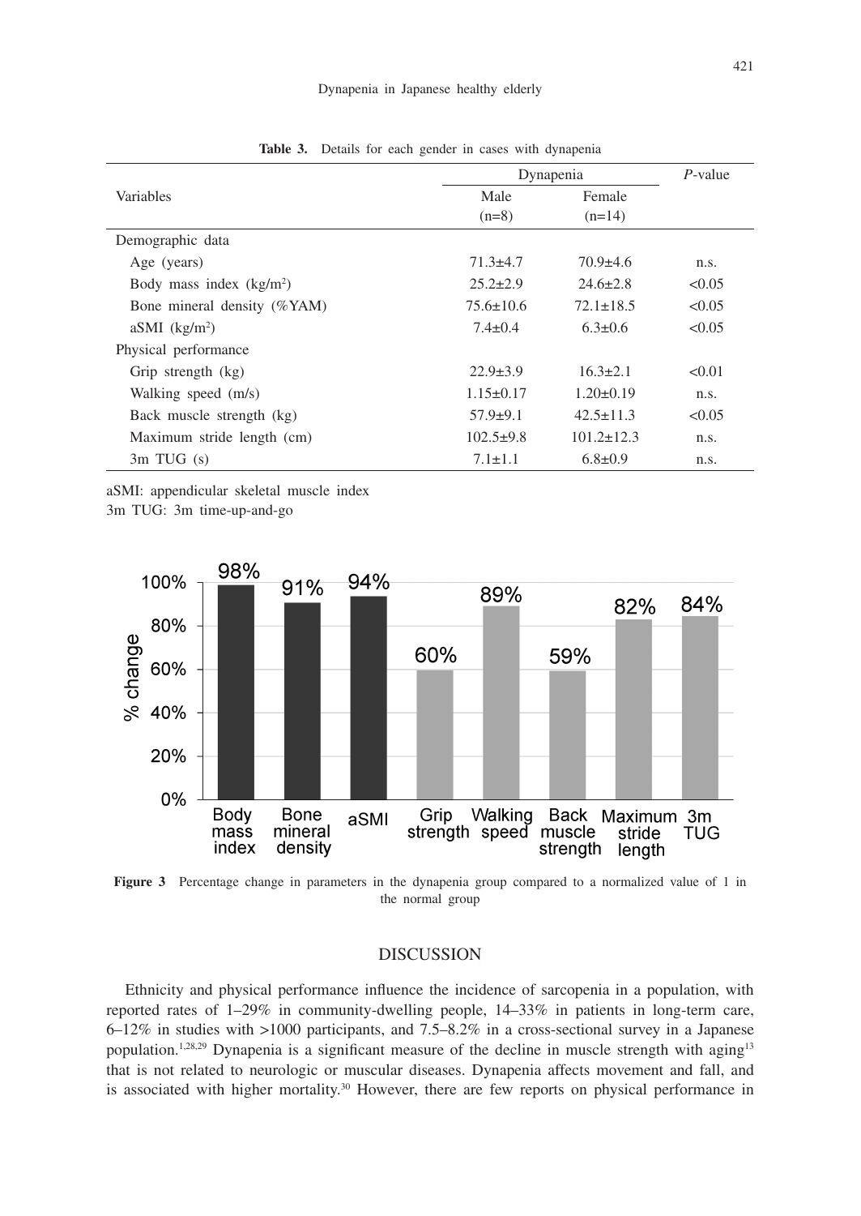**Table 3.** Details for each gender in cases with dynapenia

| Variables | Dynapenia | | *P*-value |
|---|---|---|---|
| | Male (n=8) | Female (n=14) | |
| Demographic data | | | |
| Age (years) | 71.3±4.7 | 70.9±4.6 | n.s. |
| Body mass index (kg/m²) | 25.2±2.9 | 24.6±2.8 | <0.05 |
| Bone mineral density (%YAM) | 75.6±10.6 | 72.1±18.5 | <0.05 |
| aSMI (kg/m²) | 7.4±0.4 | 6.3±0.6 | <0.05 |
| Physical performance | | | |
| Grip strength (kg) | 22.9±3.9 | 16.3±2.1 | <0.01 |
| Walking speed (m/s) | 1.15±0.17 | 1.20±0.19 | n.s. |
| Back muscle strength (kg) | 57.9±9.1 | 42.5±11.3 | <0.05 |
| Maximum stride length (cm) | 102.5±9.8 | 101.2±12.3 | n.s. |
| 3m TUG (s) | 7.1±1.1 | 6.8±0.9 | n.s. |

aSMI: appendicular skeletal muscle index
3m TUG: 3m time-up-and-go

**Figure 3** Percentage change in parameters in the dynapenia group compared to a normalized value of 1 in the normal group

## DISCUSSION

Ethnicity and physical performance influence the incidence of sarcopenia in a population, with reported rates of 1–29% in community-dwelling people, 14–33% in patients in long-term care, 6–12% in studies with >1000 participants, and 7.5–8.2% in a cross-sectional survey in a Japanese population.[1,28,29] Dynapenia is a significant measure of the decline in muscle strength with aging[13] that is not related to neurologic or muscular diseases. Dynapenia affects movement and fall, and is associated with higher mortality.[30] However, there are few reports on physical performance in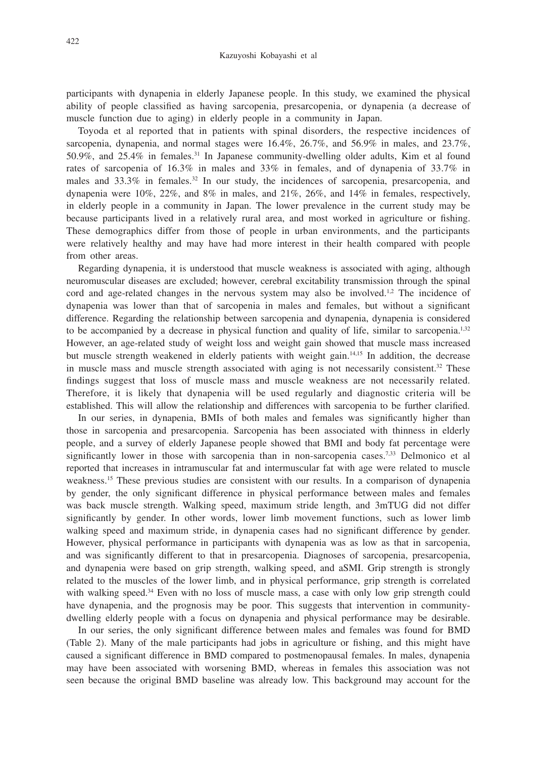participants with dynapenia in elderly Japanese people. In this study, we examined the physical ability of people classified as having sarcopenia, presarcopenia, or dynapenia (a decrease of muscle function due to aging) in elderly people in a community in Japan.

Toyoda et al reported that in patients with spinal disorders, the respective incidences of sarcopenia, dynapenia, and normal stages were 16.4%, 26.7%, and 56.9% in males, and 23.7%, 50.9%, and 25.4% in females.[31] In Japanese community-dwelling older adults, Kim et al found rates of sarcopenia of 16.3% in males and 33% in females, and of dynapenia of 33.7% in males and 33.3% in females.[32] In our study, the incidences of sarcopenia, presarcopenia, and dynapenia were 10%, 22%, and 8% in males, and 21%, 26%, and 14% in females, respectively, in elderly people in a community in Japan. The lower prevalence in the current study may be because participants lived in a relatively rural area, and most worked in agriculture or fishing. These demographics differ from those of people in urban environments, and the participants were relatively healthy and may have had more interest in their health compared with people from other areas.

Regarding dynapenia, it is understood that muscle weakness is associated with aging, although neuromuscular diseases are excluded; however, cerebral excitability transmission through the spinal cord and age-related changes in the nervous system may also be involved.[1,2] The incidence of dynapenia was lower than that of sarcopenia in males and females, but without a significant difference. Regarding the relationship between sarcopenia and dynapenia, dynapenia is considered to be accompanied by a decrease in physical function and quality of life, similar to sarcopenia.[1,32] However, an age-related study of weight loss and weight gain showed that muscle mass increased but muscle strength weakened in elderly patients with weight gain.[14,15] In addition, the decrease in muscle mass and muscle strength associated with aging is not necessarily consistent.[32] These findings suggest that loss of muscle mass and muscle weakness are not necessarily related. Therefore, it is likely that dynapenia will be used regularly and diagnostic criteria will be established. This will allow the relationship and differences with sarcopenia to be further clarified.

In our series, in dynapenia, BMIs of both males and females was significantly higher than those in sarcopenia and presarcopenia. Sarcopenia has been associated with thinness in elderly people, and a survey of elderly Japanese people showed that BMI and body fat percentage were significantly lower in those with sarcopenia than in non-sarcopenia cases.[7,33] Delmonico et al reported that increases in intramuscular fat and intermuscular fat with age were related to muscle weakness.[15] These previous studies are consistent with our results. In a comparison of dynapenia by gender, the only significant difference in physical performance between males and females was back muscle strength. Walking speed, maximum stride length, and 3mTUG did not differ significantly by gender. In other words, lower limb movement functions, such as lower limb walking speed and maximum stride, in dynapenia cases had no significant difference by gender. However, physical performance in participants with dynapenia was as low as that in sarcopenia, and was significantly different to that in presarcopenia. Diagnoses of sarcopenia, presarcopenia, and dynapenia were based on grip strength, walking speed, and aSMI. Grip strength is strongly related to the muscles of the lower limb, and in physical performance, grip strength is correlated with walking speed.[34] Even with no loss of muscle mass, a case with only low grip strength could have dynapenia, and the prognosis may be poor. This suggests that intervention in community-dwelling elderly people with a focus on dynapenia and physical performance may be desirable.

In our series, the only significant difference between males and females was found for BMD (Table 2). Many of the male participants had jobs in agriculture or fishing, and this might have caused a significant difference in BMD compared to postmenopausal females. In males, dynapenia may have been associated with worsening BMD, whereas in females this association was not seen because the original BMD baseline was already low. This background may account for the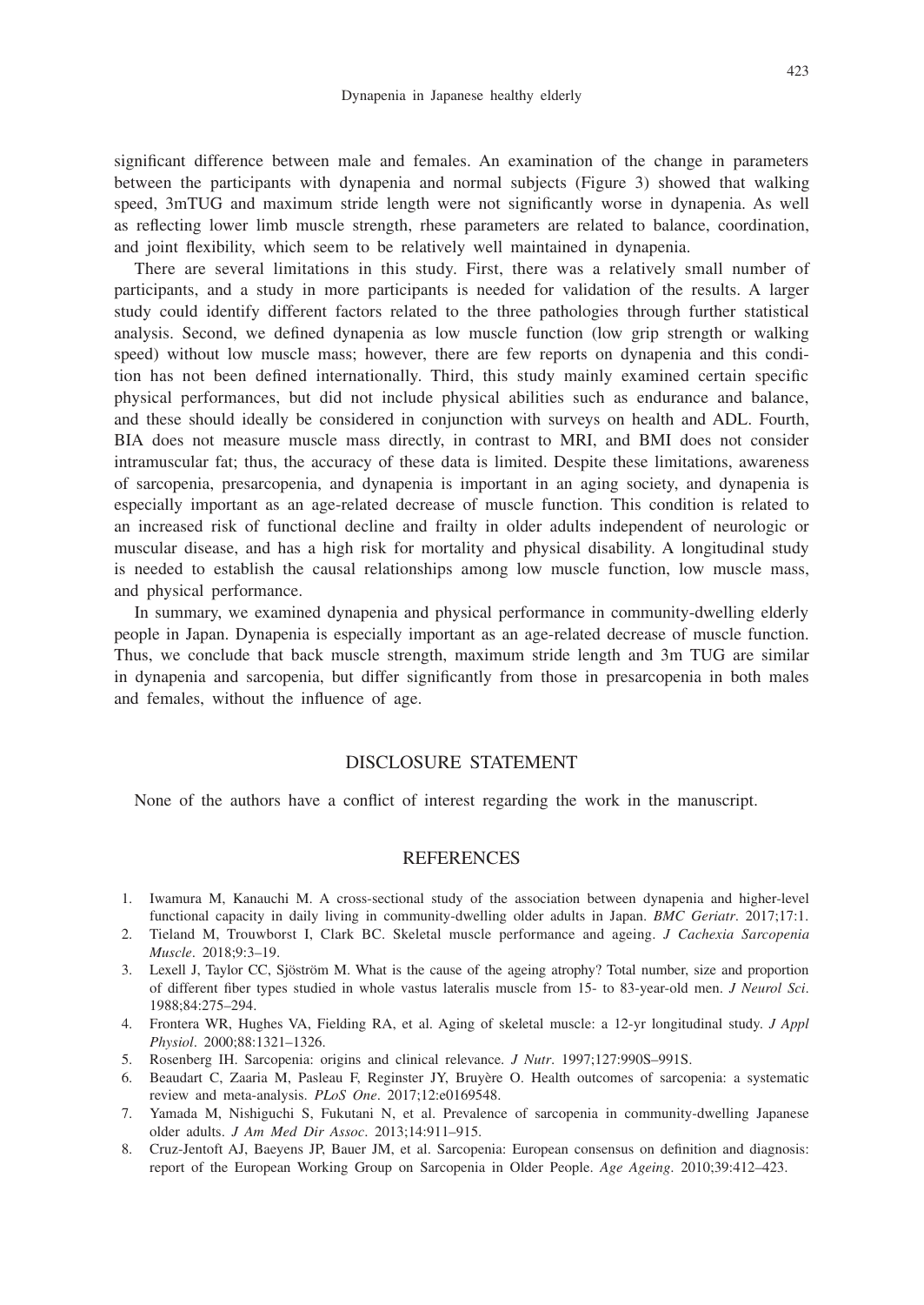significant difference between male and females. An examination of the change in parameters between the participants with dynapenia and normal subjects (Figure 3) showed that walking speed, 3mTUG and maximum stride length were not significantly worse in dynapenia. As well as reflecting lower limb muscle strength, rhese parameters are related to balance, coordination, and joint flexibility, which seem to be relatively well maintained in dynapenia.

There are several limitations in this study. First, there was a relatively small number of participants, and a study in more participants is needed for validation of the results. A larger study could identify different factors related to the three pathologies through further statistical analysis. Second, we defined dynapenia as low muscle function (low grip strength or walking speed) without low muscle mass; however, there are few reports on dynapenia and this condition has not been defined internationally. Third, this study mainly examined certain specific physical performances, but did not include physical abilities such as endurance and balance, and these should ideally be considered in conjunction with surveys on health and ADL. Fourth, BIA does not measure muscle mass directly, in contrast to MRI, and BMI does not consider intramuscular fat; thus, the accuracy of these data is limited. Despite these limitations, awareness of sarcopenia, presarcopenia, and dynapenia is important in an aging society, and dynapenia is especially important as an age-related decrease of muscle function. This condition is related to an increased risk of functional decline and frailty in older adults independent of neurologic or muscular disease, and has a high risk for mortality and physical disability. A longitudinal study is needed to establish the causal relationships among low muscle function, low muscle mass, and physical performance.

In summary, we examined dynapenia and physical performance in community-dwelling elderly people in Japan. Dynapenia is especially important as an age-related decrease of muscle function. Thus, we conclude that back muscle strength, maximum stride length and 3m TUG are similar in dynapenia and sarcopenia, but differ significantly from those in presarcopenia in both males and females, without the influence of age.

## DISCLOSURE STATEMENT

None of the authors have a conflict of interest regarding the work in the manuscript.

## REFERENCES

1. Iwamura M, Kanauchi M. A cross-sectional study of the association between dynapenia and higher-level functional capacity in daily living in community-dwelling older adults in Japan. *BMC Geriatr*. 2017;17:1.
2. Tieland M, Trouwborst I, Clark BC. Skeletal muscle performance and ageing. *J Cachexia Sarcopenia Muscle*. 2018;9:3–19.
3. Lexell J, Taylor CC, Sjöström M. What is the cause of the ageing atrophy? Total number, size and proportion of different fiber types studied in whole vastus lateralis muscle from 15- to 83-year-old men. *J Neurol Sci*. 1988;84:275–294.
4. Frontera WR, Hughes VA, Fielding RA, et al. Aging of skeletal muscle: a 12-yr longitudinal study. *J Appl Physiol*. 2000;88:1321–1326.
5. Rosenberg IH. Sarcopenia: origins and clinical relevance. *J Nutr*. 1997;127:990S–991S.
6. Beaudart C, Zaaria M, Pasleau F, Reginster JY, Bruyère O. Health outcomes of sarcopenia: a systematic review and meta-analysis. *PLoS One*. 2017;12:e0169548.
7. Yamada M, Nishiguchi S, Fukutani N, et al. Prevalence of sarcopenia in community-dwelling Japanese older adults. *J Am Med Dir Assoc*. 2013;14:911–915.
8. Cruz-Jentoft AJ, Baeyens JP, Bauer JM, et al. Sarcopenia: European consensus on definition and diagnosis: report of the European Working Group on Sarcopenia in Older People. *Age Ageing*. 2010;39:412–423.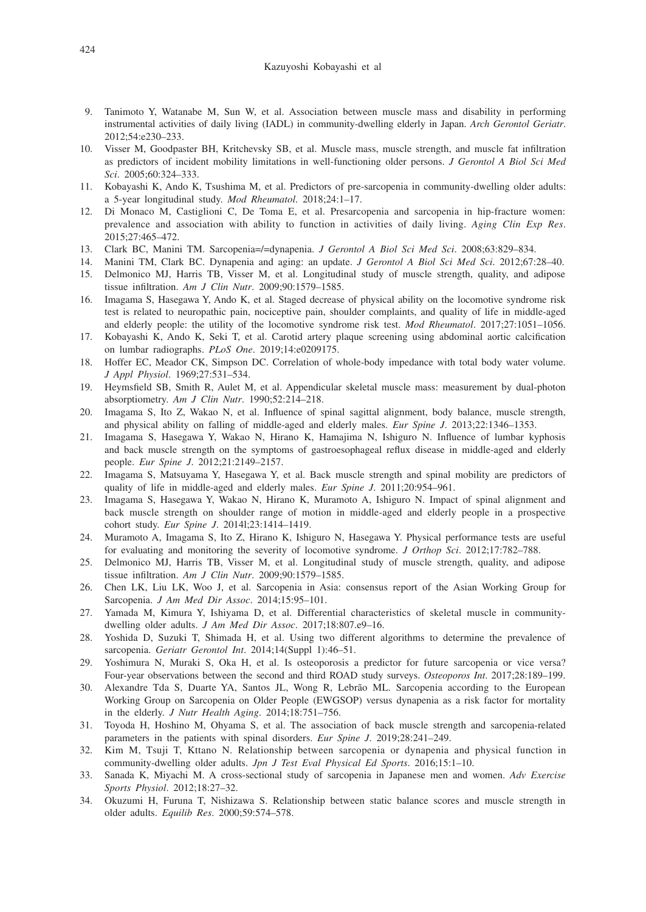9. Tanimoto Y, Watanabe M, Sun W, et al. Association between muscle mass and disability in performing instrumental activities of daily living (IADL) in community-dwelling elderly in Japan. *Arch Gerontol Geriatr*. 2012;54:e230–233.
10. Visser M, Goodpaster BH, Kritchevsky SB, et al. Muscle mass, muscle strength, and muscle fat infiltration as predictors of incident mobility limitations in well-functioning older persons. *J Gerontol A Biol Sci Med Sci*. 2005;60:324–333.
11. Kobayashi K, Ando K, Tsushima M, et al. Predictors of pre-sarcopenia in community-dwelling older adults: a 5-year longitudinal study. *Mod Rheumatol*. 2018;24:1–17.
12. Di Monaco M, Castiglioni C, De Toma E, et al. Presarcopenia and sarcopenia in hip-fracture women: prevalence and association with ability to function in activities of daily living. *Aging Clin Exp Res*. 2015;27:465–472.
13. Clark BC, Manini TM. Sarcopenia=/=dynapenia. *J Gerontol A Biol Sci Med Sci*. 2008;63:829–834.
14. Manini TM, Clark BC. Dynapenia and aging: an update. *J Gerontol A Biol Sci Med Sci*. 2012;67:28–40.
15. Delmonico MJ, Harris TB, Visser M, et al. Longitudinal study of muscle strength, quality, and adipose tissue infiltration. *Am J Clin Nutr*. 2009;90:1579–1585.
16. Imagama S, Hasegawa Y, Ando K, et al. Staged decrease of physical ability on the locomotive syndrome risk test is related to neuropathic pain, nociceptive pain, shoulder complaints, and quality of life in middle-aged and elderly people: the utility of the locomotive syndrome risk test. *Mod Rheumatol*. 2017;27:1051–1056.
17. Kobayashi K, Ando K, Seki T, et al. Carotid artery plaque screening using abdominal aortic calcification on lumbar radiographs. *PLoS One*. 2019;14:e0209175.
18. Hoffer EC, Meador CK, Simpson DC. Correlation of whole-body impedance with total body water volume. *J Appl Physiol*. 1969;27:531–534.
19. Heymsfield SB, Smith R, Aulet M, et al. Appendicular skeletal muscle mass: measurement by dual-photon absorptiometry. *Am J Clin Nutr*. 1990;52:214–218.
20. Imagama S, Ito Z, Wakao N, et al. Influence of spinal sagittal alignment, body balance, muscle strength, and physical ability on falling of middle-aged and elderly males. *Eur Spine J*. 2013;22:1346–1353.
21. Imagama S, Hasegawa Y, Wakao N, Hirano K, Hamajima N, Ishiguro N. Influence of lumbar kyphosis and back muscle strength on the symptoms of gastroesophageal reflux disease in middle-aged and elderly people. *Eur Spine J*. 2012;21:2149–2157.
22. Imagama S, Matsuyama Y, Hasegawa Y, et al. Back muscle strength and spinal mobility are predictors of quality of life in middle-aged and elderly males. *Eur Spine J*. 2011;20:954–961.
23. Imagama S, Hasegawa Y, Wakao N, Hirano K, Muramoto A, Ishiguro N. Impact of spinal alignment and back muscle strength on shoulder range of motion in middle-aged and elderly people in a prospective cohort study. *Eur Spine J*. 2014l;23:1414–1419.
24. Muramoto A, Imagama S, Ito Z, Hirano K, Ishiguro N, Hasegawa Y. Physical performance tests are useful for evaluating and monitoring the severity of locomotive syndrome. *J Orthop Sci*. 2012;17:782–788.
25. Delmonico MJ, Harris TB, Visser M, et al. Longitudinal study of muscle strength, quality, and adipose tissue infiltration. *Am J Clin Nutr*. 2009;90:1579–1585.
26. Chen LK, Liu LK, Woo J, et al. Sarcopenia in Asia: consensus report of the Asian Working Group for Sarcopenia. *J Am Med Dir Assoc*. 2014;15:95–101.
27. Yamada M, Kimura Y, Ishiyama D, et al. Differential characteristics of skeletal muscle in community-dwelling older adults. *J Am Med Dir Assoc*. 2017;18:807.e9–16.
28. Yoshida D, Suzuki T, Shimada H, et al. Using two different algorithms to determine the prevalence of sarcopenia. *Geriatr Gerontol Int*. 2014;14(Suppl 1):46–51.
29. Yoshimura N, Muraki S, Oka H, et al. Is osteoporosis a predictor for future sarcopenia or vice versa? Four-year observations between the second and third ROAD study surveys. *Osteoporos Int*. 2017;28:189–199.
30. Alexandre Tda S, Duarte YA, Santos JL, Wong R, Lebrão ML. Sarcopenia according to the European Working Group on Sarcopenia on Older People (EWGSOP) versus dynapenia as a risk factor for mortality in the elderly. *J Nutr Health Aging*. 2014;18:751–756.
31. Toyoda H, Hoshino M, Ohyama S, et al. The association of back muscle strength and sarcopenia-related parameters in the patients with spinal disorders. *Eur Spine J*. 2019;28:241–249.
32. Kim M, Tsuji T, Kttano N. Relationship between sarcopenia or dynapenia and physical function in community-dwelling older adults. *Jpn J Test Eval Physical Ed Sports*. 2016;15:1–10.
33. Sanada K, Miyachi M. A cross-sectional study of sarcopenia in Japanese men and women. *Adv Exercise Sports Physiol*. 2012;18:27–32.
34. Okuzumi H, Furuna T, Nishizawa S. Relationship between static balance scores and muscle strength in older adults. *Equilib Res*. 2000;59:574–578.